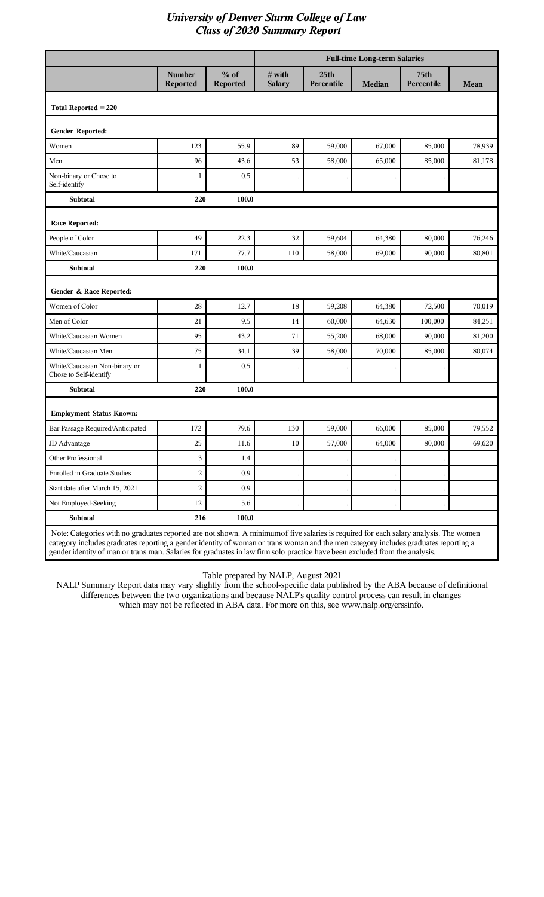# *University of Denver Sturm College of Law*
## *Class of 2020 Summary Report*

| | Number Reported | % of Reported | Full-time Long-term Salaries: # with Salary | 25th Percentile | Median | 75th Percentile | Mean |
|---|---|---|---|---|---|---|---|
| **Total Reported = 220** | | | | | | | |
| **Gender Reported:** | | | | | | | |
| Women | 123 | 55.9 | 89 | 59,000 | 67,000 | 85,000 | 78,939 |
| Men | 96 | 43.6 | 53 | 58,000 | 65,000 | 85,000 | 81,178 |
| Non-binary or Chose to Self-identify | 1 | 0.5 | . | . | . | . | . |
| **Subtotal** | **220** | **100.0** | | | | | |
| **Race Reported:** | | | | | | | |
| People of Color | 49 | 22.3 | 32 | 59,604 | 64,380 | 80,000 | 76,246 |
| White/Caucasian | 171 | 77.7 | 110 | 58,000 | 69,000 | 90,000 | 80,801 |
| **Subtotal** | **220** | **100.0** | | | | | |
| **Gender & Race Reported:** | | | | | | | |
| Women of Color | 28 | 12.7 | 18 | 59,208 | 64,380 | 72,500 | 70,019 |
| Men of Color | 21 | 9.5 | 14 | 60,000 | 64,630 | 100,000 | 84,251 |
| White/Caucasian Women | 95 | 43.2 | 71 | 55,200 | 68,000 | 90,000 | 81,200 |
| White/Caucasian Men | 75 | 34.1 | 39 | 58,000 | 70,000 | 85,000 | 80,074 |
| White/Caucasian Non-binary or Chose to Self-identify | 1 | 0.5 | . | . | . | . | . |
| **Subtotal** | **220** | **100.0** | | | | | |
| **Employment Status Known:** | | | | | | | |
| Bar Passage Required/Anticipated | 172 | 79.6 | 130 | 59,000 | 66,000 | 85,000 | 79,552 |
| JD Advantage | 25 | 11.6 | 10 | 57,000 | 64,000 | 80,000 | 69,620 |
| Other Professional | 3 | 1.4 | . | . | . | . | . |
| Enrolled in Graduate Studies | 2 | 0.9 | . | . | . | . | . |
| Start date after March 15, 2021 | 2 | 0.9 | . | . | . | . | . |
| Not Employed-Seeking | 12 | 5.6 | . | . | . | . | . |
| **Subtotal** | **216** | **100.0** | | | | | |

Note: Categories with no graduates reported are not shown. A minimum of five salaries is required for each salary analysis. The women category includes graduates reporting a gender identity of woman or trans woman and the men category includes graduates reporting a gender identity of man or trans man. Salaries for graduates in law firm solo practice have been excluded from the analysis.

Table prepared by NALP, August 2021

NALP Summary Report data may vary slightly from the school-specific data published by the ABA because of definitional differences between the two organizations and because NALP's quality control process can result in changes which may not be reflected in ABA data. For more on this, see www.nalp.org/erssinfo.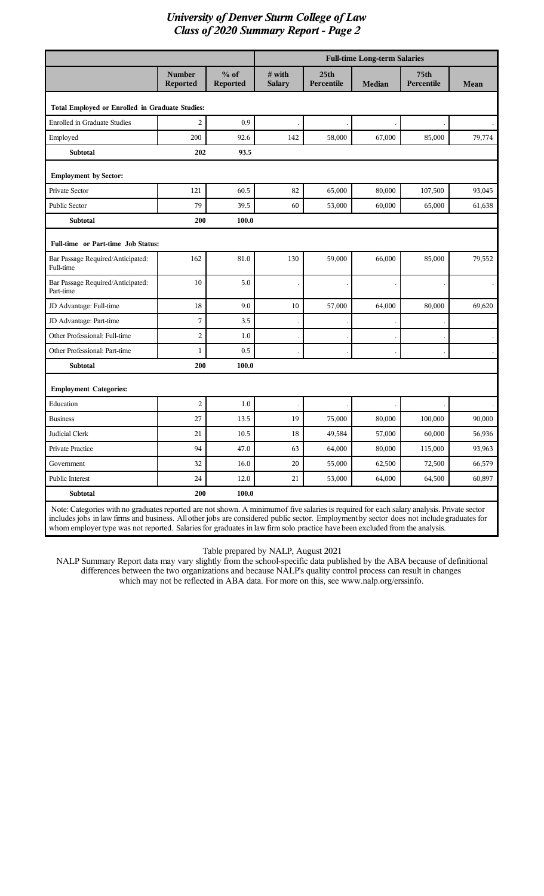# University of Denver Sturm College of Law
## Class of 2020 Summary Report - Page 2

| | Number Reported | % of Reported | Full-time Long-term Salaries: # with Salary | 25th Percentile | Median | 75th Percentile | Mean |
|---|---|---|---|---|---|---|---|
| **Total Employed or Enrolled in Graduate Studies:** | | | | | | | |
| Enrolled in Graduate Studies | 2 | 0.9 | . | . | . | . | . |
| Employed | 200 | 92.6 | 142 | 58,000 | 67,000 | 85,000 | 79,774 |
| **Subtotal** | **202** | **93.5** | | | | | |
| **Employment by Sector:** | | | | | | | |
| Private Sector | 121 | 60.5 | 82 | 65,000 | 80,000 | 107,500 | 93,045 |
| Public Sector | 79 | 39.5 | 60 | 53,000 | 60,000 | 65,000 | 61,638 |
| **Subtotal** | **200** | **100.0** | | | | | |
| **Full-time or Part-time Job Status:** | | | | | | | |
| Bar Passage Required/Anticipated: Full-time | 162 | 81.0 | 130 | 59,000 | 66,000 | 85,000 | 79,552 |
| Bar Passage Required/Anticipated: Part-time | 10 | 5.0 | . | . | . | . | . |
| JD Advantage: Full-time | 18 | 9.0 | 10 | 57,000 | 64,000 | 80,000 | 69,620 |
| JD Advantage: Part-time | 7 | 3.5 | . | . | . | . | . |
| Other Professional: Full-time | 2 | 1.0 | . | . | . | . | . |
| Other Professional: Part-time | 1 | 0.5 | . | . | . | . | . |
| **Subtotal** | **200** | **100.0** | | | | | |
| **Employment Categories:** | | | | | | | |
| Education | 2 | 1.0 | . | . | . | . | . |
| Business | 27 | 13.5 | 19 | 75,000 | 80,000 | 100,000 | 90,000 |
| Judicial Clerk | 21 | 10.5 | 18 | 49,584 | 57,000 | 60,000 | 56,936 |
| Private Practice | 94 | 47.0 | 63 | 64,000 | 80,000 | 115,000 | 93,963 |
| Government | 32 | 16.0 | 20 | 55,000 | 62,500 | 72,500 | 66,579 |
| Public Interest | 24 | 12.0 | 21 | 53,000 | 64,000 | 64,500 | 60,897 |
| **Subtotal** | **200** | **100.0** | | | | | |

Note: Categories with no graduates reported are not shown. A minimum of five salaries is required for each salary analysis. Private sector includes jobs in law firms and business. All other jobs are considered public sector. Employment by sector does not include graduates for whom employer type was not reported. Salaries for graduates in law firm solo practice have been excluded from the analysis.

Table prepared by NALP, August 2021

NALP Summary Report data may vary slightly from the school-specific data published by the ABA because of definitional differences between the two organizations and because NALP's quality control process can result in changes which may not be reflected in ABA data. For more on this, see www.nalp.org/erssinfo.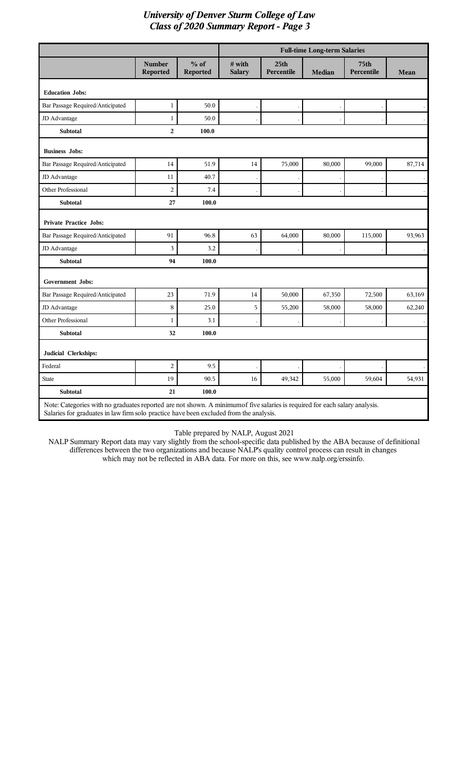# University of Denver Sturm College of Law
## Class of 2020 Summary Report - Page 3

| | | | Full-time Long-term Salaries | | | | |
|---|---|---|---|---|---|---|---|
| | Number Reported | % of Reported | # with Salary | 25th Percentile | Median | 75th Percentile | Mean |
| **Education Jobs:** | | | | | | | |
| Bar Passage Required/Anticipated | 1 | 50.0 | . | . | . | . | . |
| JD Advantage | 1 | 50.0 | . | . | . | . | . |
| **Subtotal** | **2** | **100.0** | | | | | |
| **Business Jobs:** | | | | | | | |
| Bar Passage Required/Anticipated | 14 | 51.9 | 14 | 75,000 | 80,000 | 99,000 | 87,714 |
| JD Advantage | 11 | 40.7 | . | . | . | . | . |
| Other Professional | 2 | 7.4 | . | . | . | . | . |
| **Subtotal** | **27** | **100.0** | | | | | |
| **Private Practice Jobs:** | | | | | | | |
| Bar Passage Required/Anticipated | 91 | 96.8 | 63 | 64,000 | 80,000 | 115,000 | 93,963 |
| JD Advantage | 3 | 3.2 | . | . | . | . | . |
| **Subtotal** | **94** | **100.0** | | | | | |
| **Government Jobs:** | | | | | | | |
| Bar Passage Required/Anticipated | 23 | 71.9 | 14 | 50,000 | 67,350 | 72,500 | 63,169 |
| JD Advantage | 8 | 25.0 | 5 | 55,200 | 58,000 | 58,000 | 62,240 |
| Other Professional | 1 | 3.1 | . | . | . | . | . |
| **Subtotal** | **32** | **100.0** | | | | | |
| **Judicial Clerkships:** | | | | | | | |
| Federal | 2 | 9.5 | . | . | . | . | . |
| State | 19 | 90.5 | 16 | 49,342 | 55,000 | 59,604 | 54,931 |
| **Subtotal** | **21** | **100.0** | | | | | |

Note: Categories with no graduates reported are not shown. A minimumof five salaries is required for each salary analysis. Salaries for graduates in law firm solo practice have been excluded from the analysis.

Table prepared by NALP, August 2021

NALP Summary Report data may vary slightly from the school-specific data published by the ABA because of definitional differences between the two organizations and because NALP's quality control process can result in changes which may not be reflected in ABA data. For more on this, see www.nalp.org/erssinfo.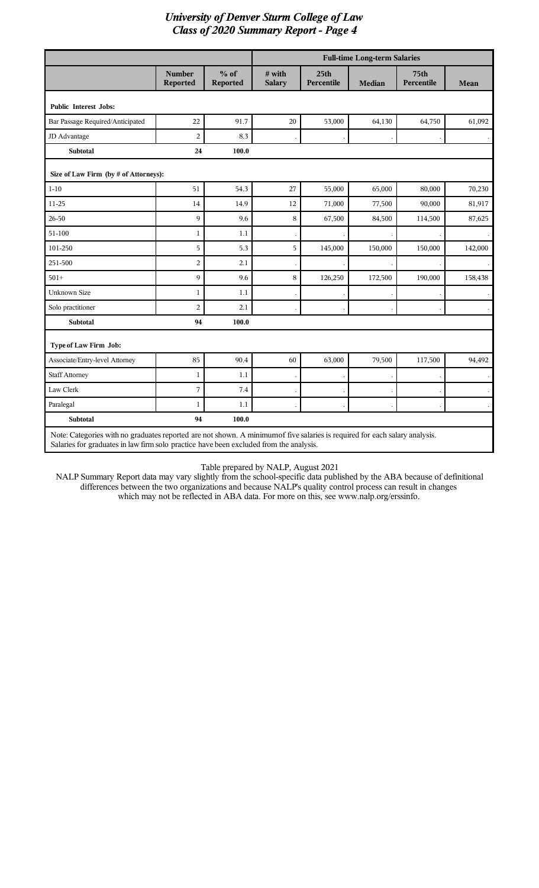# *University of Denver Sturm College of Law*
## *Class of 2020 Summary Report - Page 4*

| | Number Reported | % of Reported | Full-time Long-term Salaries | | | | |
|---|---|---|---|---|---|---|---|
| | | | # with Salary | 25th Percentile | Median | 75th Percentile | Mean |
| **Public Interest Jobs:** | | | | | | | |
| Bar Passage Required/Anticipated | 22 | 91.7 | 20 | 53,000 | 64,130 | 64,750 | 61,092 |
| JD Advantage | 2 | 8.3 | . | . | . | . | . |
| **Subtotal** | **24** | **100.0** | | | | | |
| **Size of Law Firm (by # of Attorneys):** | | | | | | | |
| 1-10 | 51 | 54.3 | 27 | 55,000 | 65,000 | 80,000 | 70,230 |
| 11-25 | 14 | 14.9 | 12 | 71,000 | 77,500 | 90,000 | 81,917 |
| 26-50 | 9 | 9.6 | 8 | 67,500 | 84,500 | 114,500 | 87,625 |
| 51-100 | 1 | 1.1 | . | . | . | . | . |
| 101-250 | 5 | 5.3 | 5 | 145,000 | 150,000 | 150,000 | 142,000 |
| 251-500 | 2 | 2.1 | . | . | . | . | . |
| 501+ | 9 | 9.6 | 8 | 126,250 | 172,500 | 190,000 | 158,438 |
| Unknown Size | 1 | 1.1 | . | . | . | . | . |
| Solo practitioner | 2 | 2.1 | . | . | . | . | . |
| **Subtotal** | **94** | **100.0** | | | | | |
| **Type of Law Firm Job:** | | | | | | | |
| Associate/Entry-level Attorney | 85 | 90.4 | 60 | 63,000 | 79,500 | 117,500 | 94,492 |
| Staff Attorney | 1 | 1.1 | . | . | . | . | . |
| Law Clerk | 7 | 7.4 | . | . | . | . | . |
| Paralegal | 1 | 1.1 | . | . | . | . | . |
| **Subtotal** | **94** | **100.0** | | | | | |

Note: Categories with no graduates reported are not shown. A minimum of five salaries is required for each salary analysis. Salaries for graduates in law firm solo practice have been excluded from the analysis.

Table prepared by NALP, August 2021

NALP Summary Report data may vary slightly from the school-specific data published by the ABA because of definitional differences between the two organizations and because NALP's quality control process can result in changes which may not be reflected in ABA data. For more on this, see www.nalp.org/erssinfo.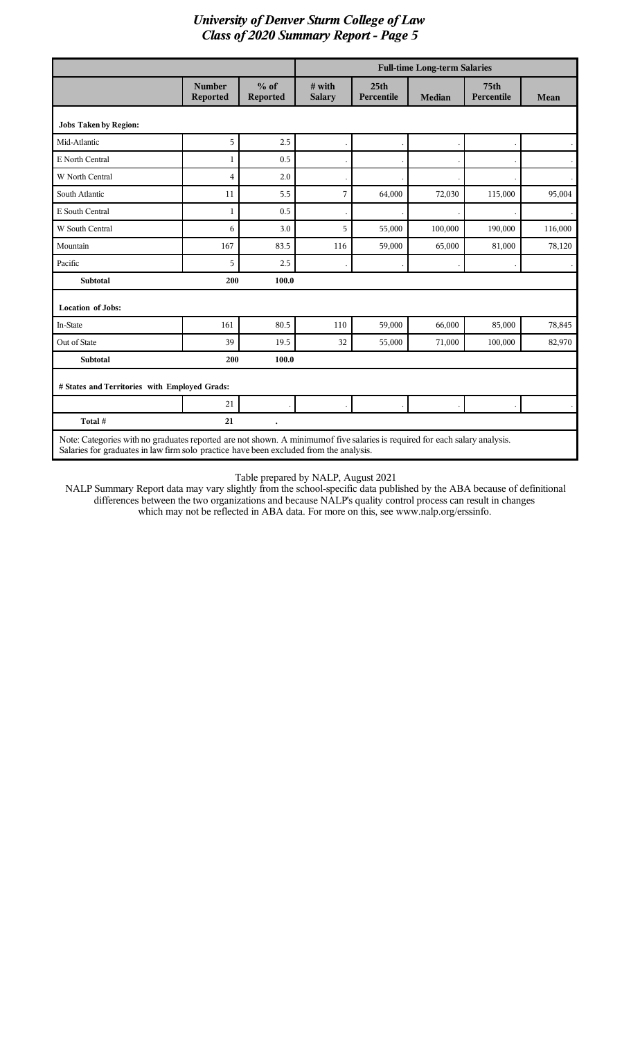# University of Denver Sturm College of Law
## Class of 2020 Summary Report - Page 5

| | | | Full-time Long-term Salaries | | | | |
|---|---|---|---|---|---|---|---|
| | **Number Reported** | **% of Reported** | **# with Salary** | **25th Percentile** | **Median** | **75th Percentile** | **Mean** |
| **Jobs Taken by Region:** | | | | | | | |
| Mid-Atlantic | 5 | 2.5 | . | . | . | . | . |
| E North Central | 1 | 0.5 | . | . | . | . | . |
| W North Central | 4 | 2.0 | . | . | . | . | . |
| South Atlantic | 11 | 5.5 | 7 | 64,000 | 72,030 | 115,000 | 95,004 |
| E South Central | 1 | 0.5 | . | . | . | . | . |
| W South Central | 6 | 3.0 | 5 | 55,000 | 100,000 | 190,000 | 116,000 |
| Mountain | 167 | 83.5 | 116 | 59,000 | 65,000 | 81,000 | 78,120 |
| Pacific | 5 | 2.5 | . | . | . | . | . |
| **Subtotal** | **200** | **100.0** | | | | | |
| **Location of Jobs:** | | | | | | | |
| In-State | 161 | 80.5 | 110 | 59,000 | 66,000 | 85,000 | 78,845 |
| Out of State | 39 | 19.5 | 32 | 55,000 | 71,000 | 100,000 | 82,970 |
| **Subtotal** | **200** | **100.0** | | | | | |
| **# States and Territories with Employed Grads:** | | | | | | | |
| | 21 | . | . | . | . | . | . |
| **Total #** | **21** | **.** | | | | | |

Note: Categories with no graduates reported are not shown. A minimum of five salaries is required for each salary analysis. Salaries for graduates in law firm solo practice have been excluded from the analysis.

Table prepared by NALP, August 2021

NALP Summary Report data may vary slightly from the school-specific data published by the ABA because of definitional differences between the two organizations and because NALP's quality control process can result in changes which may not be reflected in ABA data. For more on this, see www.nalp.org/erssinfo.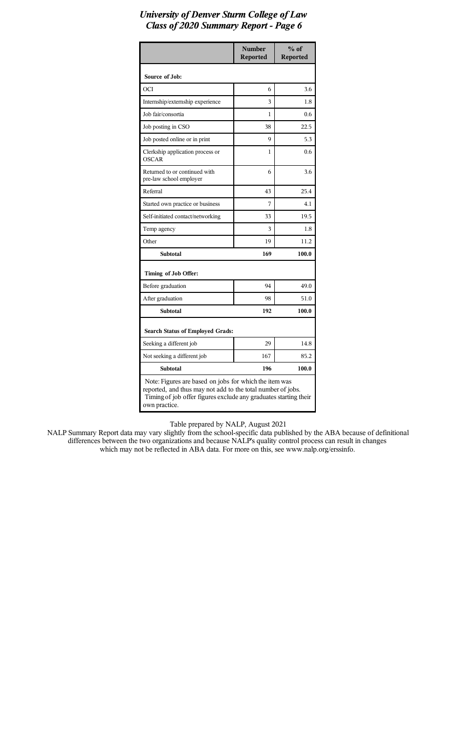# *University of Denver Sturm College of Law*
## *Class of 2020 Summary Report - Page 6*

| | Number Reported | % of Reported |
|---|---|---|
| **Source of Job:** | | |
| OCI | 6 | 3.6 |
| Internship/externship experience | 3 | 1.8 |
| Job fair/consortia | 1 | 0.6 |
| Job posting in CSO | 38 | 22.5 |
| Job posted online or in print | 9 | 5.3 |
| Clerkship application process or OSCAR | 1 | 0.6 |
| Returned to or continued with pre-law school employer | 6 | 3.6 |
| Referral | 43 | 25.4 |
| Started own practice or business | 7 | 4.1 |
| Self-initiated contact/networking | 33 | 19.5 |
| Temp agency | 3 | 1.8 |
| Other | 19 | 11.2 |
| **Subtotal** | **169** | **100.0** |
| **Timing of Job Offer:** | | |
| Before graduation | 94 | 49.0 |
| After graduation | 98 | 51.0 |
| **Subtotal** | **192** | **100.0** |
| **Search Status of Employed Grads:** | | |
| Seeking a different job | 29 | 14.8 |
| Not seeking a different job | 167 | 85.2 |
| **Subtotal** | **196** | **100.0** |

Note: Figures are based on jobs for which the item was reported, and thus may not add to the total number of jobs. Timing of job offer figures exclude any graduates starting their own practice.

Table prepared by NALP, August 2021

NALP Summary Report data may vary slightly from the school-specific data published by the ABA because of definitional differences between the two organizations and because NALP's quality control process can result in changes which may not be reflected in ABA data. For more on this, see www.nalp.org/erssinfo.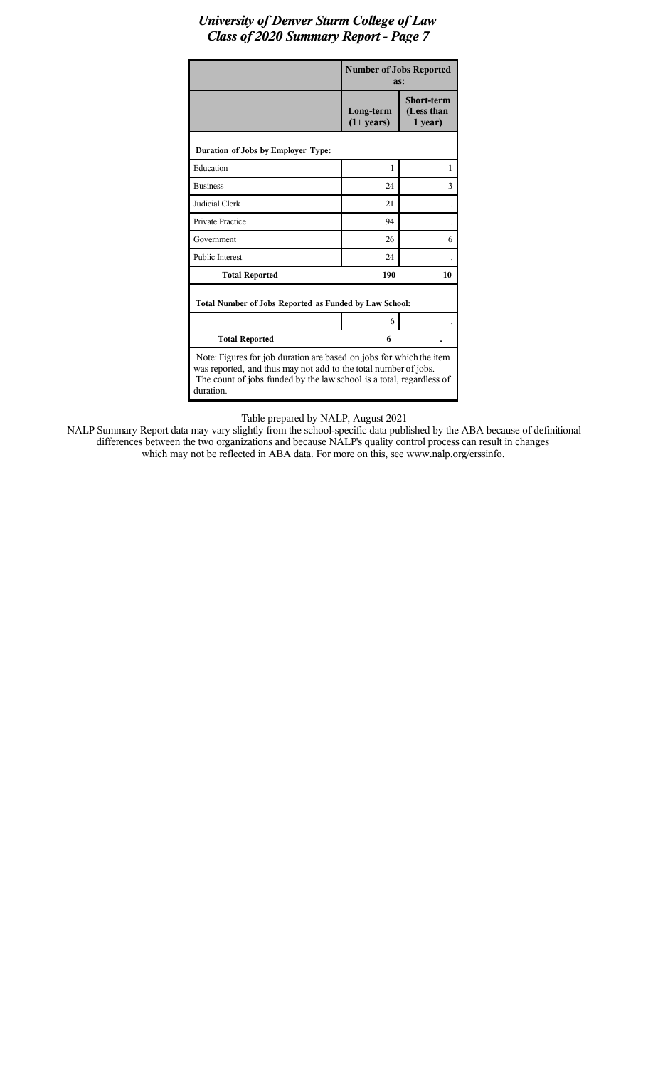# University of Denver Sturm College of Law
## Class of 2020 Summary Report - Page 7

| | Number of Jobs Reported as: | |
|---|---|---|
| | Long-term (1+ years) | Short-term (Less than 1 year) |
| **Duration of Jobs by Employer Type:** | | |
| Education | 1 | 1 |
| Business | 24 | 3 |
| Judicial Clerk | 21 | . |
| Private Practice | 94 | . |
| Government | 26 | 6 |
| Public Interest | 24 | . |
| **Total Reported** | **190** | **10** |
| **Total Number of Jobs Reported as Funded by Law School:** | | |
| | 6 | . |
| **Total Reported** | **6** | **.** |

Note: Figures for job duration are based on jobs for which the item was reported, and thus may not add to the total number of jobs. The count of jobs funded by the law school is a total, regardless of duration.

Table prepared by NALP, August 2021

NALP Summary Report data may vary slightly from the school-specific data published by the ABA because of definitional differences between the two organizations and because NALP's quality control process can result in changes which may not be reflected in ABA data. For more on this, see www.nalp.org/erssinfo.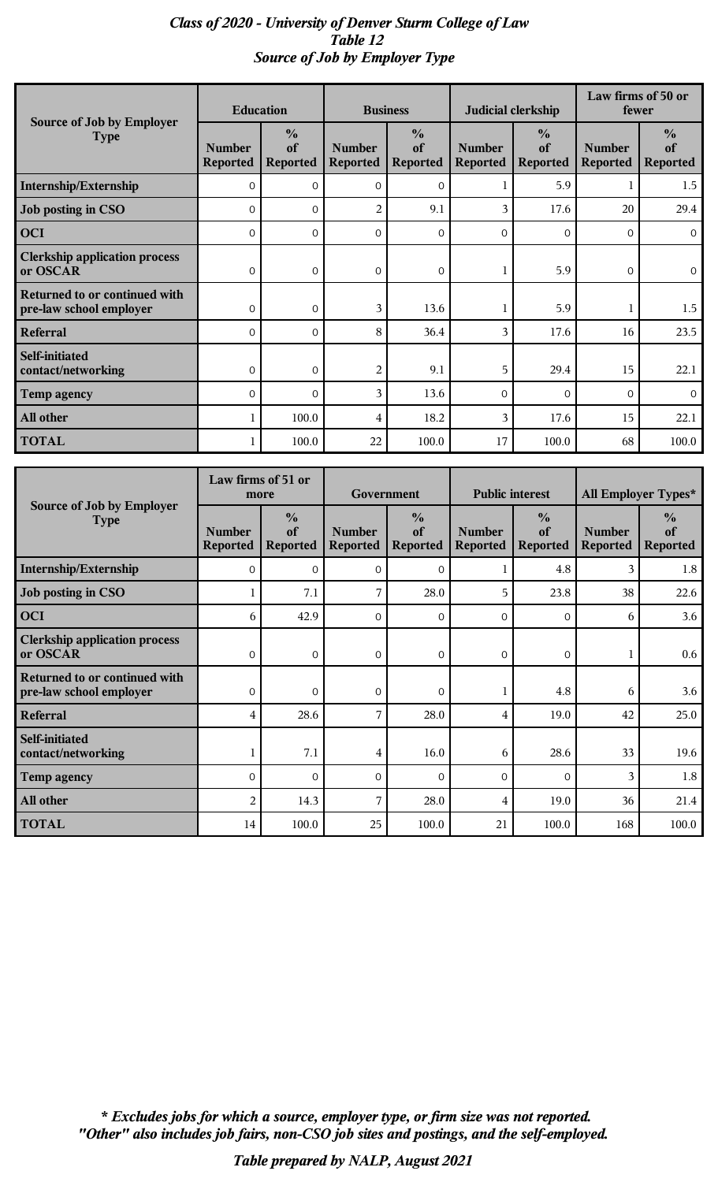# *Class of 2020 - University of Denver Sturm College of Law*
## *Table 12*
## *Source of Job by Employer Type*

| Source of Job by Employer Type | Education | | Business | | Judicial clerkship | | Law firms of 50 or fewer | |
|---|---|---|---|---|---|---|---|---|
| | Number Reported | % of Reported | Number Reported | % of Reported | Number Reported | % of Reported | Number Reported | % of Reported |
| **Internship/Externship** | 0 | 0 | 0 | 0 | 1 | 5.9 | 1 | 1.5 |
| **Job posting in CSO** | 0 | 0 | 2 | 9.1 | 3 | 17.6 | 20 | 29.4 |
| **OCI** | 0 | 0 | 0 | 0 | 0 | 0 | 0 | 0 |
| **Clerkship application process or OSCAR** | 0 | 0 | 0 | 0 | 1 | 5.9 | 0 | 0 |
| **Returned to or continued with pre-law school employer** | 0 | 0 | 3 | 13.6 | 1 | 5.9 | 1 | 1.5 |
| **Referral** | 0 | 0 | 8 | 36.4 | 3 | 17.6 | 16 | 23.5 |
| **Self-initiated contact/networking** | 0 | 0 | 2 | 9.1 | 5 | 29.4 | 15 | 22.1 |
| **Temp agency** | 0 | 0 | 3 | 13.6 | 0 | 0 | 0 | 0 |
| **All other** | 1 | 100.0 | 4 | 18.2 | 3 | 17.6 | 15 | 22.1 |
| **TOTAL** | 1 | 100.0 | 22 | 100.0 | 17 | 100.0 | 68 | 100.0 |

| Source of Job by Employer Type | Law firms of 51 or more | | Government | | Public interest | | All Employer Types* | |
|---|---|---|---|---|---|---|---|---|
| | Number Reported | % of Reported | Number Reported | % of Reported | Number Reported | % of Reported | Number Reported | % of Reported |
| **Internship/Externship** | 0 | 0 | 0 | 0 | 1 | 4.8 | 3 | 1.8 |
| **Job posting in CSO** | 1 | 7.1 | 7 | 28.0 | 5 | 23.8 | 38 | 22.6 |
| **OCI** | 6 | 42.9 | 0 | 0 | 0 | 0 | 6 | 3.6 |
| **Clerkship application process or OSCAR** | 0 | 0 | 0 | 0 | 0 | 0 | 1 | 0.6 |
| **Returned to or continued with pre-law school employer** | 0 | 0 | 0 | 0 | 1 | 4.8 | 6 | 3.6 |
| **Referral** | 4 | 28.6 | 7 | 28.0 | 4 | 19.0 | 42 | 25.0 |
| **Self-initiated contact/networking** | 1 | 7.1 | 4 | 16.0 | 6 | 28.6 | 33 | 19.6 |
| **Temp agency** | 0 | 0 | 0 | 0 | 0 | 0 | 3 | 1.8 |
| **All other** | 2 | 14.3 | 7 | 28.0 | 4 | 19.0 | 36 | 21.4 |
| **TOTAL** | 14 | 100.0 | 25 | 100.0 | 21 | 100.0 | 168 | 100.0 |

***\* Excludes jobs for which a source, employer type, or firm size was not reported.***
***"Other" also includes job fairs, non-CSO job sites and postings, and the self-employed.***

***Table prepared by NALP, August 2021***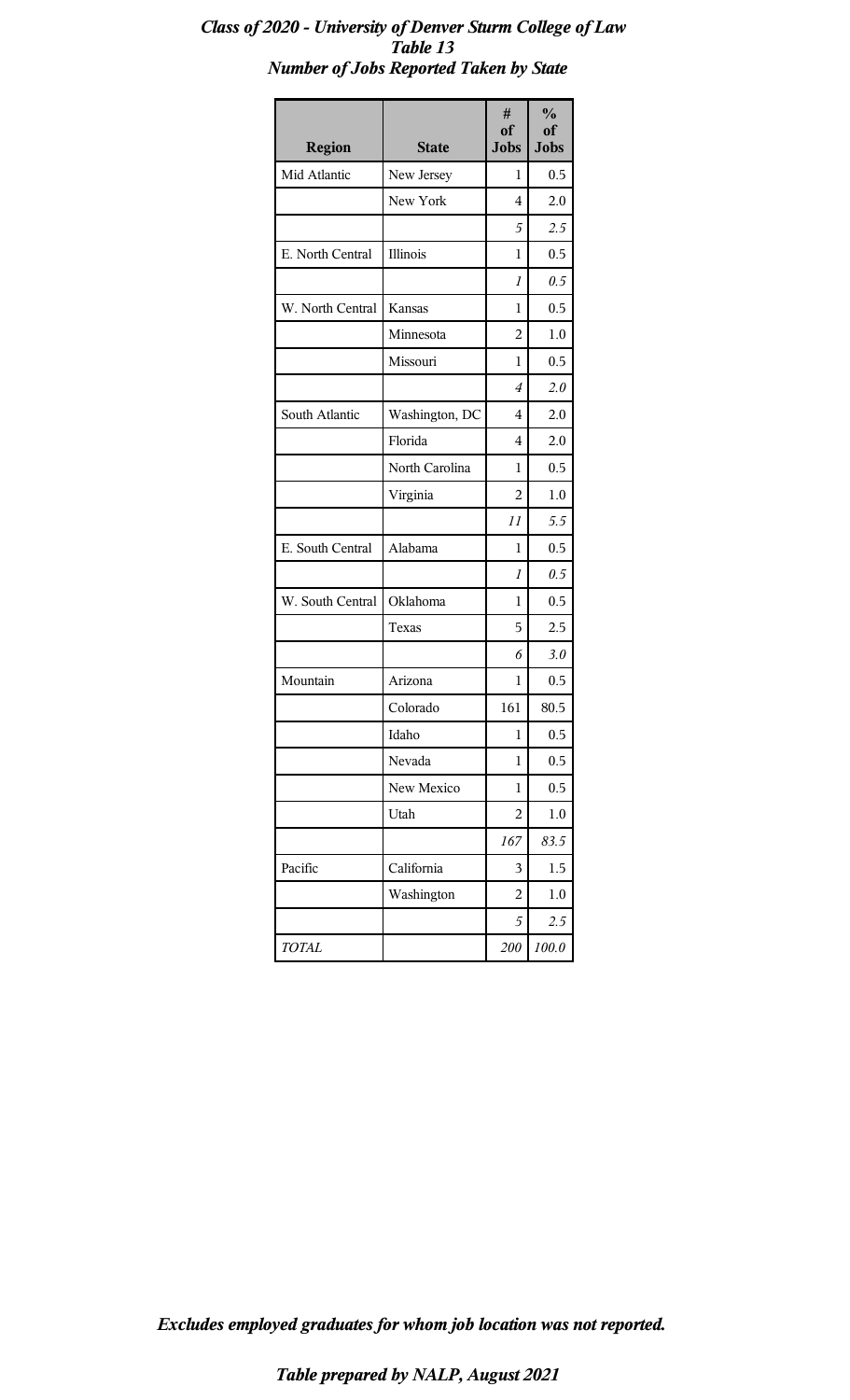***Class of 2020 - University of Denver Sturm College of Law***
***Table 13***
***Number of Jobs Reported Taken by State***

| Region | State | # of Jobs | % of Jobs |
|---|---|---|---|
| Mid Atlantic | New Jersey | 1 | 0.5 |
| | New York | 4 | 2.0 |
| | | *5* | *2.5* |
| E. North Central | Illinois | 1 | 0.5 |
| | | *1* | *0.5* |
| W. North Central | Kansas | 1 | 0.5 |
| | Minnesota | 2 | 1.0 |
| | Missouri | 1 | 0.5 |
| | | *4* | *2.0* |
| South Atlantic | Washington, DC | 4 | 2.0 |
| | Florida | 4 | 2.0 |
| | North Carolina | 1 | 0.5 |
| | Virginia | 2 | 1.0 |
| | | *11* | *5.5* |
| E. South Central | Alabama | 1 | 0.5 |
| | | *1* | *0.5* |
| W. South Central | Oklahoma | 1 | 0.5 |
| | Texas | 5 | 2.5 |
| | | *6* | *3.0* |
| Mountain | Arizona | 1 | 0.5 |
| | Colorado | 161 | 80.5 |
| | Idaho | 1 | 0.5 |
| | Nevada | 1 | 0.5 |
| | New Mexico | 1 | 0.5 |
| | Utah | 2 | 1.0 |
| | | *167* | *83.5* |
| Pacific | California | 3 | 1.5 |
| | Washington | 2 | 1.0 |
| | | *5* | *2.5* |
| *TOTAL* | | *200* | *100.0* |

***Excludes employed graduates for whom job location was not reported.***

***Table prepared by NALP, August 2021***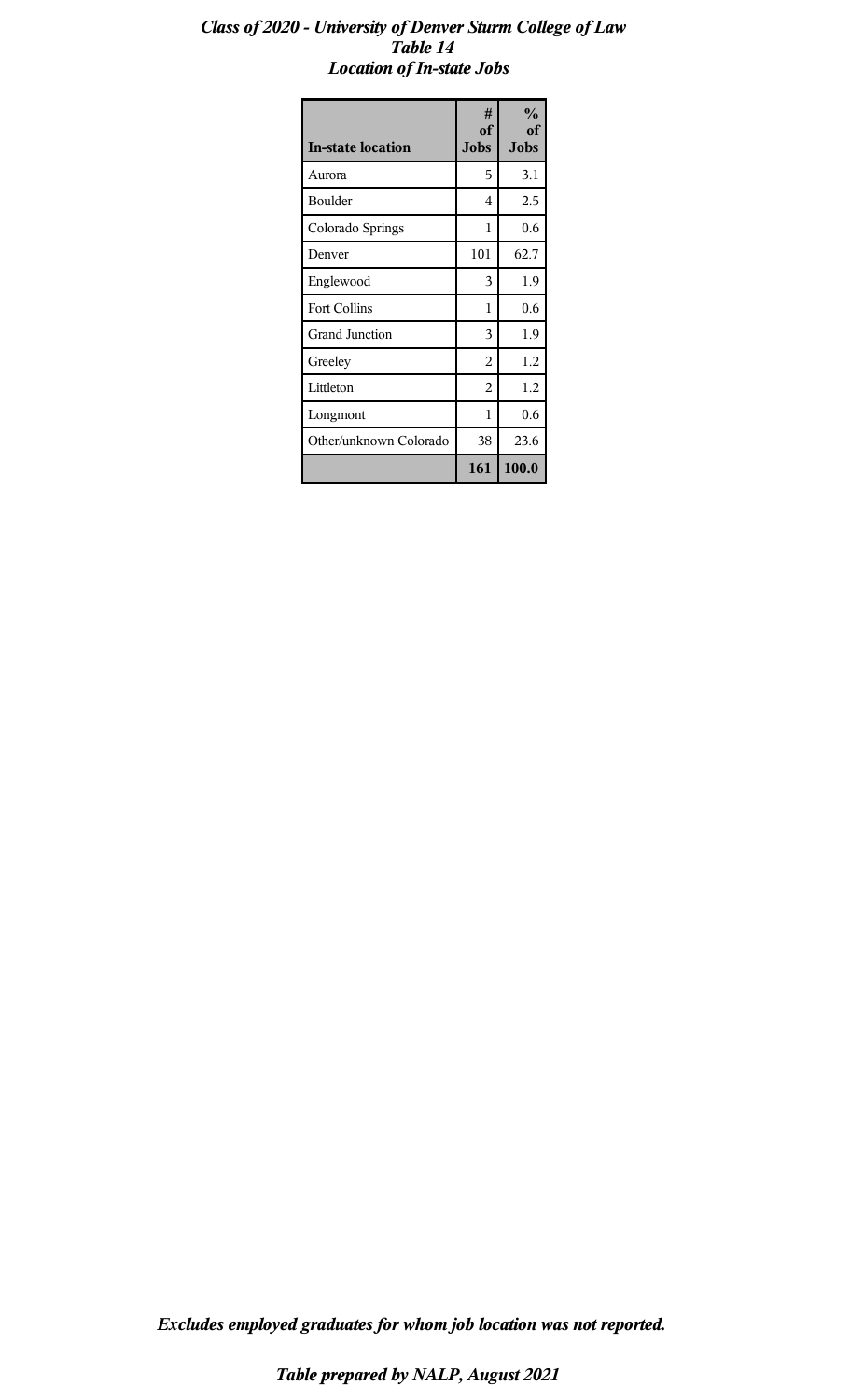***Class of 2020 - University of Denver Sturm College of Law***
***Table 14***
***Location of In-state Jobs***

| In-state location | # of Jobs | % of Jobs |
|---|---|---|
| Aurora | 5 | 3.1 |
| Boulder | 4 | 2.5 |
| Colorado Springs | 1 | 0.6 |
| Denver | 101 | 62.7 |
| Englewood | 3 | 1.9 |
| Fort Collins | 1 | 0.6 |
| Grand Junction | 3 | 1.9 |
| Greeley | 2 | 1.2 |
| Littleton | 2 | 1.2 |
| Longmont | 1 | 0.6 |
| Other/unknown Colorado | 38 | 23.6 |
| | **161** | **100.0** |

***Excludes employed graduates for whom job location was not reported.***

***Table prepared by NALP, August 2021***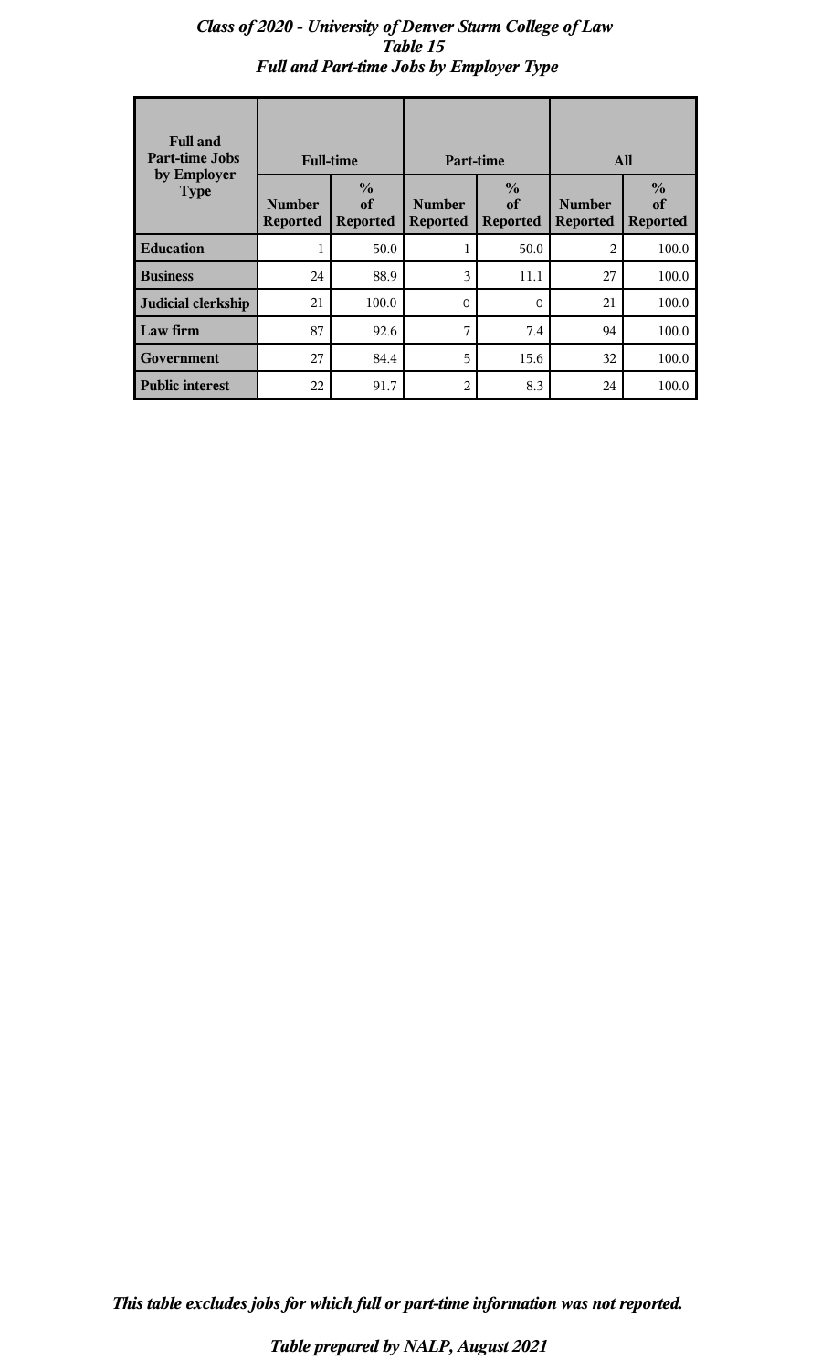***Class of 2020 - University of Denver Sturm College of Law***
***Table 15***
***Full and Part-time Jobs by Employer Type***

| Full and Part-time Jobs by Employer Type | Full-time | | Part-time | | All | |
|---|---|---|---|---|---|---|
| | Number Reported | % of Reported | Number Reported | % of Reported | Number Reported | % of Reported |
| **Education** | 1 | 50.0 | 1 | 50.0 | 2 | 100.0 |
| **Business** | 24 | 88.9 | 3 | 11.1 | 27 | 100.0 |
| **Judicial clerkship** | 21 | 100.0 | 0 | 0 | 21 | 100.0 |
| **Law firm** | 87 | 92.6 | 7 | 7.4 | 94 | 100.0 |
| **Government** | 27 | 84.4 | 5 | 15.6 | 32 | 100.0 |
| **Public interest** | 22 | 91.7 | 2 | 8.3 | 24 | 100.0 |

***This table excludes jobs for which full or part-time information was not reported.***

***Table prepared by NALP, August 2021***